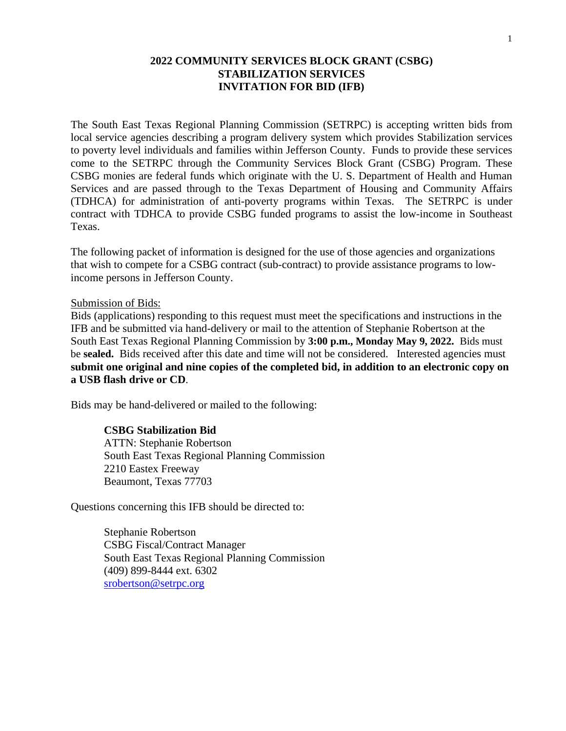# 2022 COMMUNITY SERVICES BLOCK GRANT (CSBG)
# STABILIZATION SERVICES
# INVITATION FOR BID (IFB)

The South East Texas Regional Planning Commission (SETRPC) is accepting written bids from local service agencies describing a program delivery system which provides Stabilization services to poverty level individuals and families within Jefferson County. Funds to provide these services come to the SETRPC through the Community Services Block Grant (CSBG) Program. These CSBG monies are federal funds which originate with the U. S. Department of Health and Human Services and are passed through to the Texas Department of Housing and Community Affairs (TDHCA) for administration of anti-poverty programs within Texas. The SETRPC is under contract with TDHCA to provide CSBG funded programs to assist the low-income in Southeast Texas.

The following packet of information is designed for the use of those agencies and organizations that wish to compete for a CSBG contract (sub-contract) to provide assistance programs to low-income persons in Jefferson County.

<u>Submission of Bids:</u>
Bids (applications) responding to this request must meet the specifications and instructions in the IFB and be submitted via hand-delivery or mail to the attention of Stephanie Robertson at the South East Texas Regional Planning Commission by **3:00 p.m., Monday May 9, 2022.** Bids must be **sealed.** Bids received after this date and time will not be considered. Interested agencies must **submit one original and nine copies of the completed bid, in addition to an electronic copy on a USB flash drive or CD**.

Bids may be hand-delivered or mailed to the following:

> **CSBG Stabilization Bid**
> ATTN: Stephanie Robertson
> South East Texas Regional Planning Commission
> 2210 Eastex Freeway
> Beaumont, Texas 77703

Questions concerning this IFB should be directed to:

> Stephanie Robertson
> CSBG Fiscal/Contract Manager
> South East Texas Regional Planning Commission
> (409) 899-8444 ext. 6302
> srobertson@setrpc.org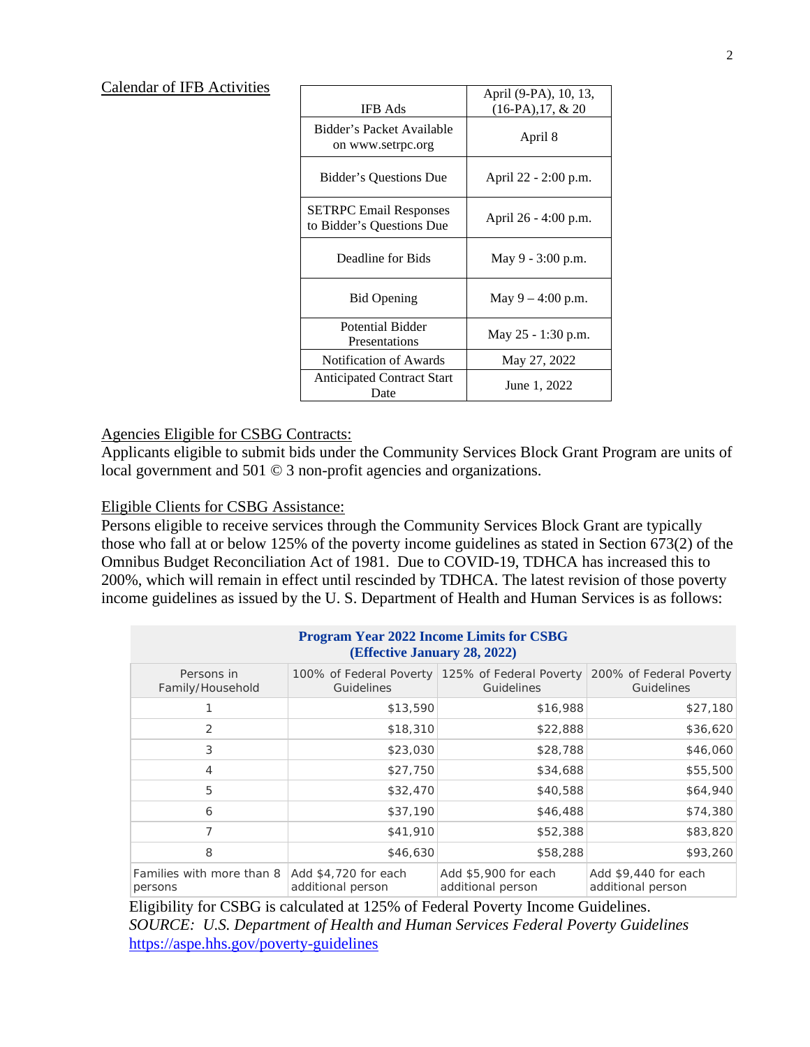Calendar of IFB Activities

| | |
|---|---|
| IFB Ads | April (9-PA), 10, 13, (16-PA),17, & 20 |
| Bidder's Packet Available on www.setrpc.org | April 8 |
| Bidder's Questions Due | April 22 - 2:00 p.m. |
| SETRPC Email Responses to Bidder's Questions Due | April 26 - 4:00 p.m. |
| Deadline for Bids | May 9 - 3:00 p.m. |
| Bid Opening | May 9 – 4:00 p.m. |
| Potential Bidder Presentations | May 25 - 1:30 p.m. |
| Notification of Awards | May 27, 2022 |
| Anticipated Contract Start Date | June 1, 2022 |

Agencies Eligible for CSBG Contracts:

Applicants eligible to submit bids under the Community Services Block Grant Program are units of local government and 501 © 3 non-profit agencies and organizations.

Eligible Clients for CSBG Assistance:

Persons eligible to receive services through the Community Services Block Grant are typically those who fall at or below 125% of the poverty income guidelines as stated in Section 673(2) of the Omnibus Budget Reconciliation Act of 1981. Due to COVID-19, TDHCA has increased this to 200%, which will remain in effect until rescinded by TDHCA. The latest revision of those poverty income guidelines as issued by the U. S. Department of Health and Human Services is as follows:

**Program Year 2022 Income Limits for CSBG (Effective January 28, 2022)**

| Persons in Family/Household | 100% of Federal Poverty Guidelines | 125% of Federal Poverty Guidelines | 200% of Federal Poverty Guidelines |
|---|---|---|---|
| 1 | $13,590 | $16,988 | $27,180 |
| 2 | $18,310 | $22,888 | $36,620 |
| 3 | $23,030 | $28,788 | $46,060 |
| 4 | $27,750 | $34,688 | $55,500 |
| 5 | $32,470 | $40,588 | $64,940 |
| 6 | $37,190 | $46,488 | $74,380 |
| 7 | $41,910 | $52,388 | $83,820 |
| 8 | $46,630 | $58,288 | $93,260 |
| Families with more than 8 persons | Add $4,720 for each additional person | Add $5,900 for each additional person | Add $9,440 for each additional person |

Eligibility for CSBG is calculated at 125% of Federal Poverty Income Guidelines.
*SOURCE: U.S. Department of Health and Human Services Federal Poverty Guidelines*
https://aspe.hhs.gov/poverty-guidelines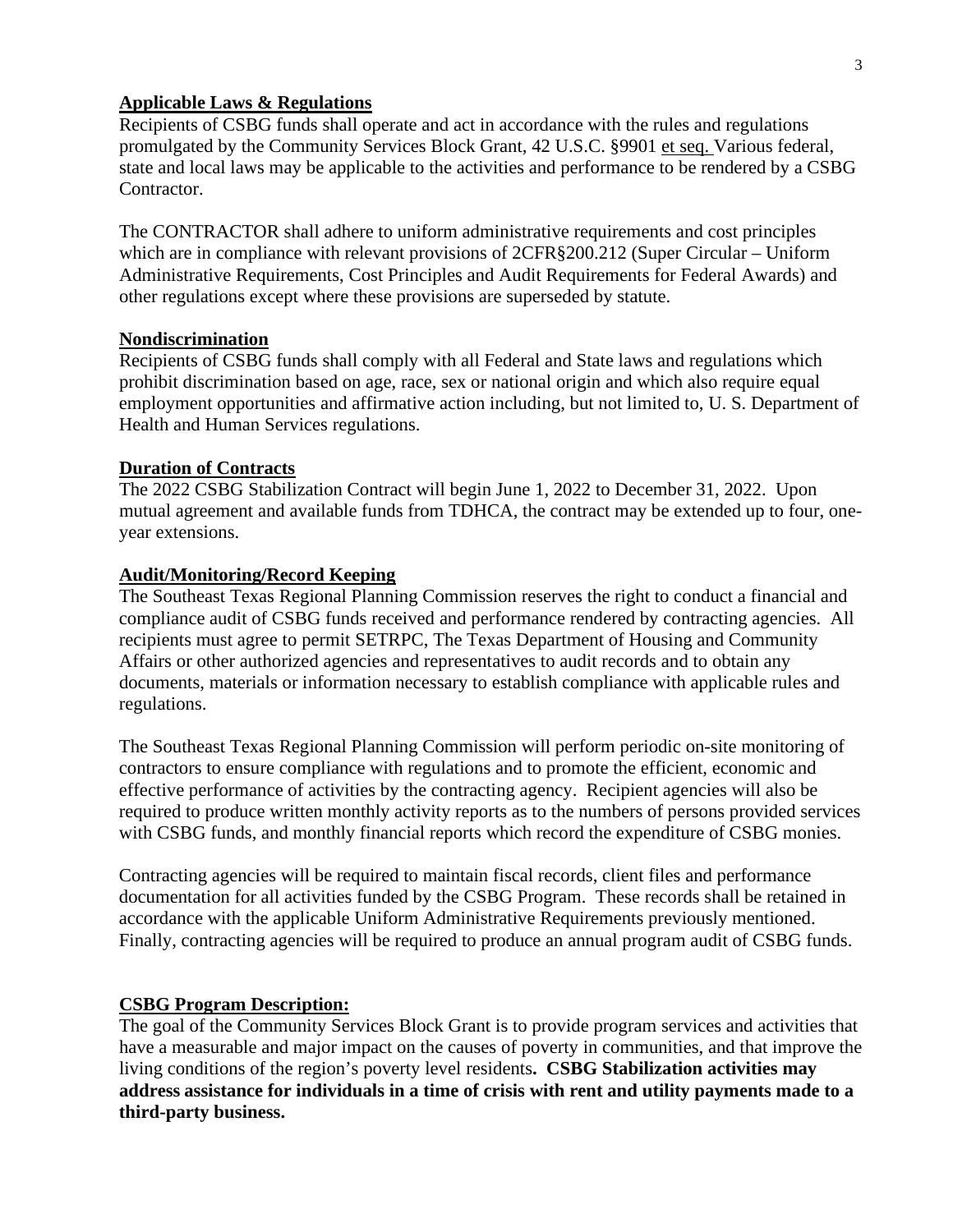**Applicable Laws & Regulations**

Recipients of CSBG funds shall operate and act in accordance with the rules and regulations promulgated by the Community Services Block Grant, 42 U.S.C. §9901 et seq. Various federal, state and local laws may be applicable to the activities and performance to be rendered by a CSBG Contractor.

The CONTRACTOR shall adhere to uniform administrative requirements and cost principles which are in compliance with relevant provisions of 2CFR§200.212 (Super Circular – Uniform Administrative Requirements, Cost Principles and Audit Requirements for Federal Awards) and other regulations except where these provisions are superseded by statute.

**Nondiscrimination**

Recipients of CSBG funds shall comply with all Federal and State laws and regulations which prohibit discrimination based on age, race, sex or national origin and which also require equal employment opportunities and affirmative action including, but not limited to, U. S. Department of Health and Human Services regulations.

**Duration of Contracts**

The 2022 CSBG Stabilization Contract will begin June 1, 2022 to December 31, 2022. Upon mutual agreement and available funds from TDHCA, the contract may be extended up to four, one-year extensions.

**Audit/Monitoring/Record Keeping**

The Southeast Texas Regional Planning Commission reserves the right to conduct a financial and compliance audit of CSBG funds received and performance rendered by contracting agencies. All recipients must agree to permit SETRPC, The Texas Department of Housing and Community Affairs or other authorized agencies and representatives to audit records and to obtain any documents, materials or information necessary to establish compliance with applicable rules and regulations.

The Southeast Texas Regional Planning Commission will perform periodic on-site monitoring of contractors to ensure compliance with regulations and to promote the efficient, economic and effective performance of activities by the contracting agency. Recipient agencies will also be required to produce written monthly activity reports as to the numbers of persons provided services with CSBG funds, and monthly financial reports which record the expenditure of CSBG monies.

Contracting agencies will be required to maintain fiscal records, client files and performance documentation for all activities funded by the CSBG Program. These records shall be retained in accordance with the applicable Uniform Administrative Requirements previously mentioned. Finally, contracting agencies will be required to produce an annual program audit of CSBG funds.

**CSBG Program Description:**

The goal of the Community Services Block Grant is to provide program services and activities that have a measurable and major impact on the causes of poverty in communities, and that improve the living conditions of the region's poverty level residents**. CSBG Stabilization activities may address assistance for individuals in a time of crisis with rent and utility payments made to a third-party business.**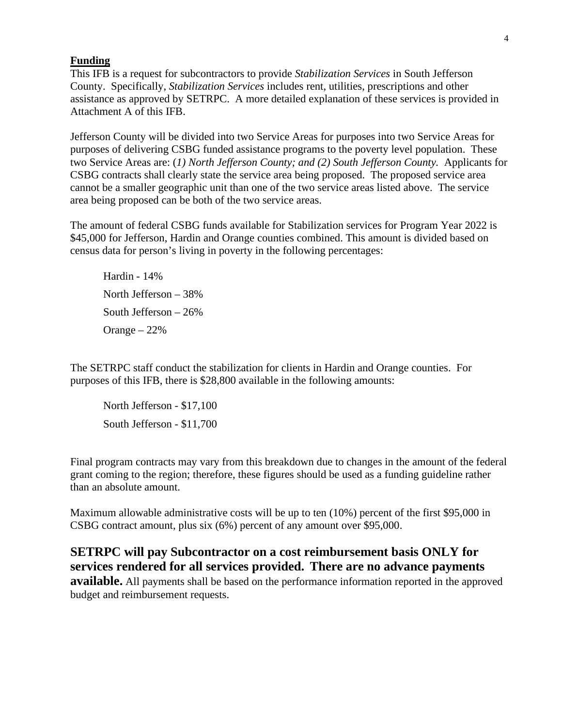**Funding**

This IFB is a request for subcontractors to provide *Stabilization Services* in South Jefferson County. Specifically, *Stabilization Services* includes rent, utilities, prescriptions and other assistance as approved by SETRPC. A more detailed explanation of these services is provided in Attachment A of this IFB.

Jefferson County will be divided into two Service Areas for purposes into two Service Areas for purposes of delivering CSBG funded assistance programs to the poverty level population. These two Service Areas are: (*1) North Jefferson County; and (2) South Jefferson County.* Applicants for CSBG contracts shall clearly state the service area being proposed. The proposed service area cannot be a smaller geographic unit than one of the two service areas listed above. The service area being proposed can be both of the two service areas.

The amount of federal CSBG funds available for Stabilization services for Program Year 2022 is $45,000 for Jefferson, Hardin and Orange counties combined. This amount is divided based on census data for person's living in poverty in the following percentages:

Hardin - 14%

North Jefferson – 38%

South Jefferson – 26%

Orange – 22%

The SETRPC staff conduct the stabilization for clients in Hardin and Orange counties. For purposes of this IFB, there is $28,800 available in the following amounts:

North Jefferson - $17,100

South Jefferson - $11,700

Final program contracts may vary from this breakdown due to changes in the amount of the federal grant coming to the region; therefore, these figures should be used as a funding guideline rather than an absolute amount.

Maximum allowable administrative costs will be up to ten (10%) percent of the first $95,000 in CSBG contract amount, plus six (6%) percent of any amount over $95,000.

**SETRPC will pay Subcontractor on a cost reimbursement basis ONLY for services rendered for all services provided. There are no advance payments available.** All payments shall be based on the performance information reported in the approved budget and reimbursement requests.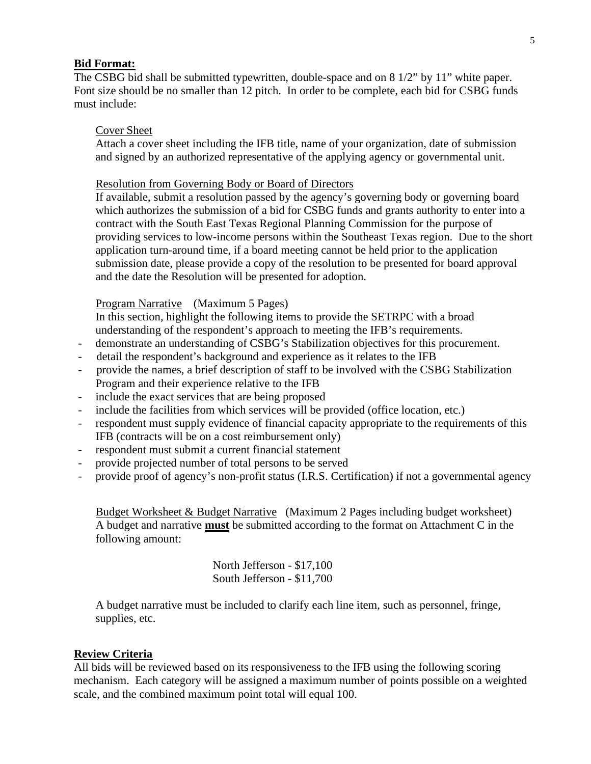**Bid Format:**

The CSBG bid shall be submitted typewritten, double-space and on 8 1/2" by 11" white paper. Font size should be no smaller than 12 pitch. In order to be complete, each bid for CSBG funds must include:

Cover Sheet

Attach a cover sheet including the IFB title, name of your organization, date of submission and signed by an authorized representative of the applying agency or governmental unit.

Resolution from Governing Body or Board of Directors

If available, submit a resolution passed by the agency's governing body or governing board which authorizes the submission of a bid for CSBG funds and grants authority to enter into a contract with the South East Texas Regional Planning Commission for the purpose of providing services to low-income persons within the Southeast Texas region. Due to the short application turn-around time, if a board meeting cannot be held prior to the application submission date, please provide a copy of the resolution to be presented for board approval and the date the Resolution will be presented for adoption.

Program Narrative (Maximum 5 Pages)

In this section, highlight the following items to provide the SETRPC with a broad understanding of the respondent's approach to meeting the IFB's requirements.

- demonstrate an understanding of CSBG's Stabilization objectives for this procurement.
- detail the respondent's background and experience as it relates to the IFB
- provide the names, a brief description of staff to be involved with the CSBG Stabilization Program and their experience relative to the IFB
- include the exact services that are being proposed
- include the facilities from which services will be provided (office location, etc.)
- respondent must supply evidence of financial capacity appropriate to the requirements of this IFB (contracts will be on a cost reimbursement only)
- respondent must submit a current financial statement
- provide projected number of total persons to be served
- provide proof of agency's non-profit status (I.R.S. Certification) if not a governmental agency

Budget Worksheet & Budget Narrative (Maximum 2 Pages including budget worksheet)

A budget and narrative **must** be submitted according to the format on Attachment C in the following amount:

North Jefferson - $17,100
South Jefferson - $11,700

A budget narrative must be included to clarify each line item, such as personnel, fringe, supplies, etc.

**Review Criteria**

All bids will be reviewed based on its responsiveness to the IFB using the following scoring mechanism. Each category will be assigned a maximum number of points possible on a weighted scale, and the combined maximum point total will equal 100.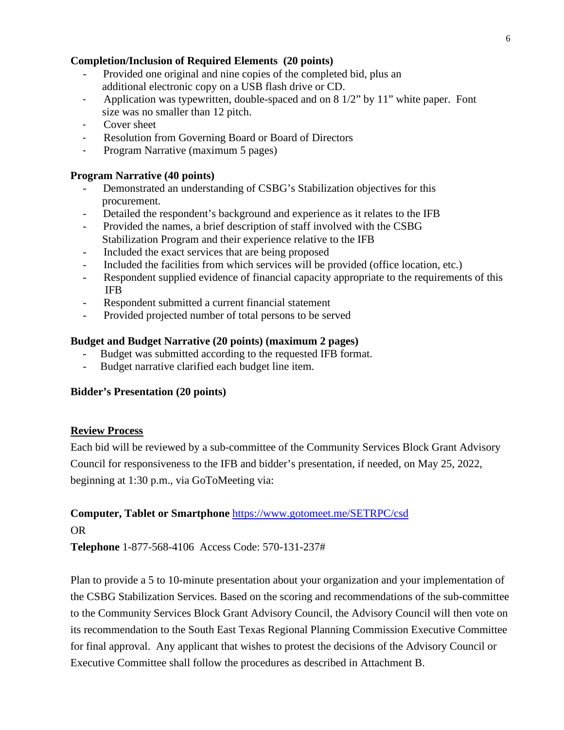**Completion/Inclusion of Required Elements (20 points)**

- Provided one original and nine copies of the completed bid, plus an additional electronic copy on a USB flash drive or CD.
- Application was typewritten, double-spaced and on 8 1/2" by 11" white paper. Font size was no smaller than 12 pitch.
- Cover sheet
- Resolution from Governing Board or Board of Directors
- Program Narrative (maximum 5 pages)

**Program Narrative (40 points)**

- Demonstrated an understanding of CSBG's Stabilization objectives for this procurement.
- Detailed the respondent's background and experience as it relates to the IFB
- Provided the names, a brief description of staff involved with the CSBG Stabilization Program and their experience relative to the IFB
- Included the exact services that are being proposed
- Included the facilities from which services will be provided (office location, etc.)
- Respondent supplied evidence of financial capacity appropriate to the requirements of this IFB
- Respondent submitted a current financial statement
- Provided projected number of total persons to be served

**Budget and Budget Narrative (20 points) (maximum 2 pages)**

- Budget was submitted according to the requested IFB format.
- Budget narrative clarified each budget line item.

**Bidder's Presentation (20 points)**

**Review Process**

Each bid will be reviewed by a sub-committee of the Community Services Block Grant Advisory Council for responsiveness to the IFB and bidder's presentation, if needed, on May 25, 2022, beginning at 1:30 p.m., via GoToMeeting via:

**Computer, Tablet or Smartphone** https://www.gotomeet.me/SETRPC/csd

OR

**Telephone** 1-877-568-4106 Access Code: 570-131-237#

Plan to provide a 5 to 10-minute presentation about your organization and your implementation of the CSBG Stabilization Services. Based on the scoring and recommendations of the sub-committee to the Community Services Block Grant Advisory Council, the Advisory Council will then vote on its recommendation to the South East Texas Regional Planning Commission Executive Committee for final approval. Any applicant that wishes to protest the decisions of the Advisory Council or Executive Committee shall follow the procedures as described in Attachment B.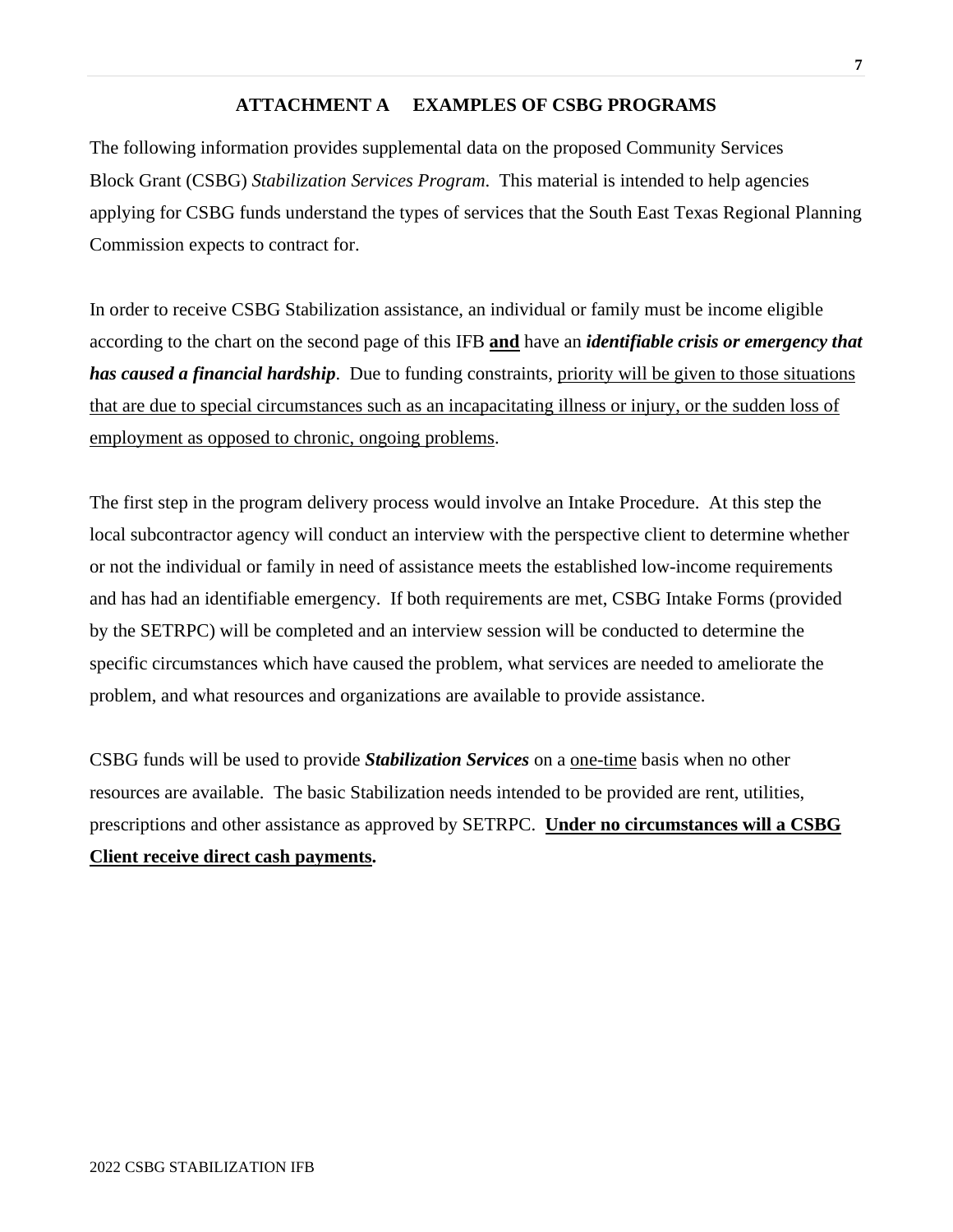## ATTACHMENT A EXAMPLES OF CSBG PROGRAMS

The following information provides supplemental data on the proposed Community Services Block Grant (CSBG) *Stabilization Services Program*. This material is intended to help agencies applying for CSBG funds understand the types of services that the South East Texas Regional Planning Commission expects to contract for.

In order to receive CSBG Stabilization assistance, an individual or family must be income eligible according to the chart on the second page of this IFB <u>**and**</u> have an ***identifiable crisis or emergency that has caused a financial hardship***. Due to funding constraints, <u>priority will be given to those situations that are due to special circumstances such as an incapacitating illness or injury, or the sudden loss of employment as opposed to chronic, ongoing problems</u>.

The first step in the program delivery process would involve an Intake Procedure. At this step the local subcontractor agency will conduct an interview with the perspective client to determine whether or not the individual or family in need of assistance meets the established low-income requirements and has had an identifiable emergency. If both requirements are met, CSBG Intake Forms (provided by the SETRPC) will be completed and an interview session will be conducted to determine the specific circumstances which have caused the problem, what services are needed to ameliorate the problem, and what resources and organizations are available to provide assistance.

CSBG funds will be used to provide ***Stabilization Services*** on a <u>one-time</u> basis when no other resources are available. The basic Stabilization needs intended to be provided are rent, utilities, prescriptions and other assistance as approved by SETRPC. <u>**Under no circumstances will a CSBG Client receive direct cash payments**</u>**.**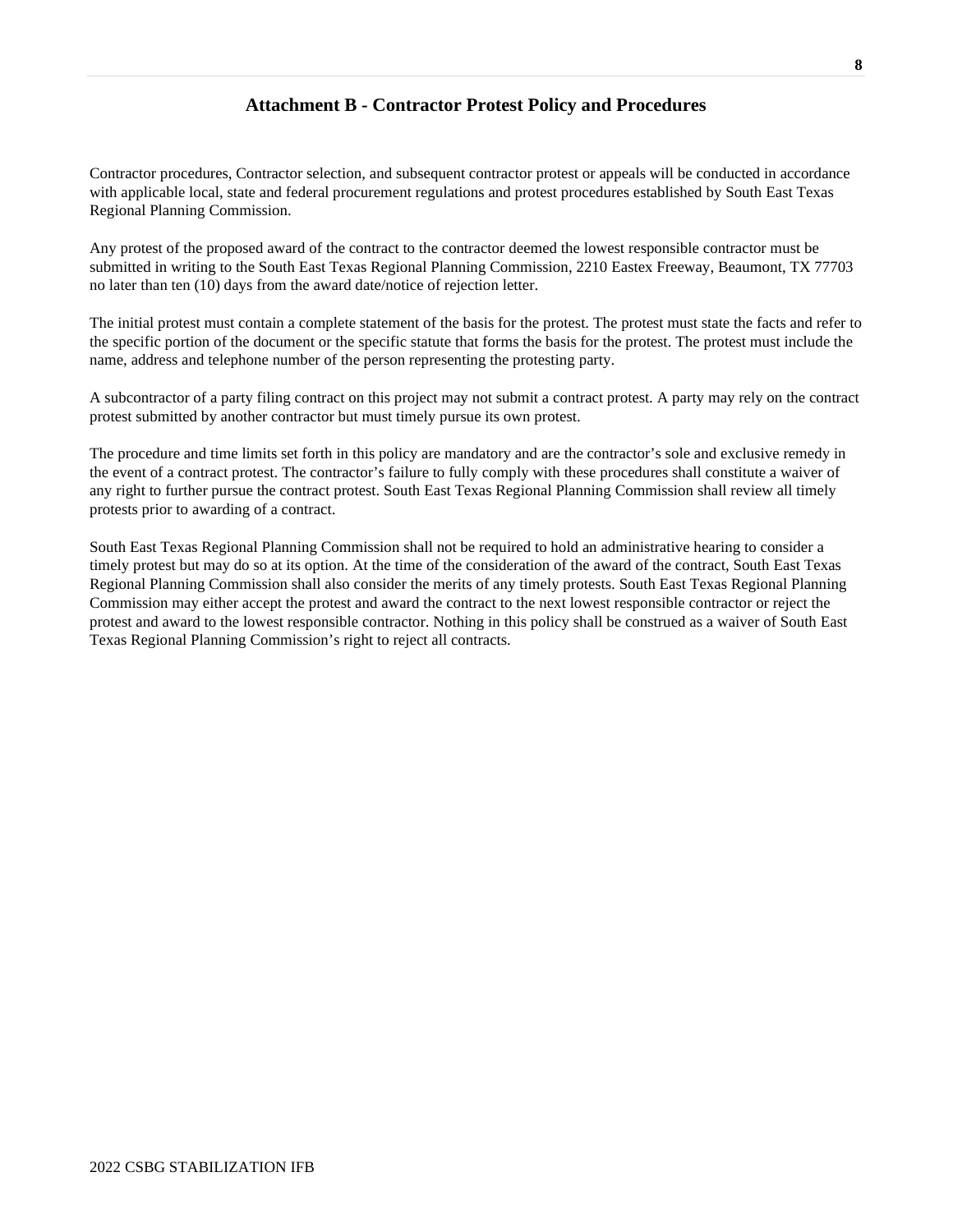## Attachment B - Contractor Protest Policy and Procedures

Contractor procedures, Contractor selection, and subsequent contractor protest or appeals will be conducted in accordance with applicable local, state and federal procurement regulations and protest procedures established by South East Texas Regional Planning Commission.

Any protest of the proposed award of the contract to the contractor deemed the lowest responsible contractor must be submitted in writing to the South East Texas Regional Planning Commission, 2210 Eastex Freeway, Beaumont, TX 77703 no later than ten (10) days from the award date/notice of rejection letter.

The initial protest must contain a complete statement of the basis for the protest. The protest must state the facts and refer to the specific portion of the document or the specific statute that forms the basis for the protest. The protest must include the name, address and telephone number of the person representing the protesting party.

A subcontractor of a party filing contract on this project may not submit a contract protest. A party may rely on the contract protest submitted by another contractor but must timely pursue its own protest.

The procedure and time limits set forth in this policy are mandatory and are the contractor's sole and exclusive remedy in the event of a contract protest. The contractor's failure to fully comply with these procedures shall constitute a waiver of any right to further pursue the contract protest. South East Texas Regional Planning Commission shall review all timely protests prior to awarding of a contract.

South East Texas Regional Planning Commission shall not be required to hold an administrative hearing to consider a timely protest but may do so at its option. At the time of the consideration of the award of the contract, South East Texas Regional Planning Commission shall also consider the merits of any timely protests. South East Texas Regional Planning Commission may either accept the protest and award the contract to the next lowest responsible contractor or reject the protest and award to the lowest responsible contractor. Nothing in this policy shall be construed as a waiver of South East Texas Regional Planning Commission's right to reject all contracts.